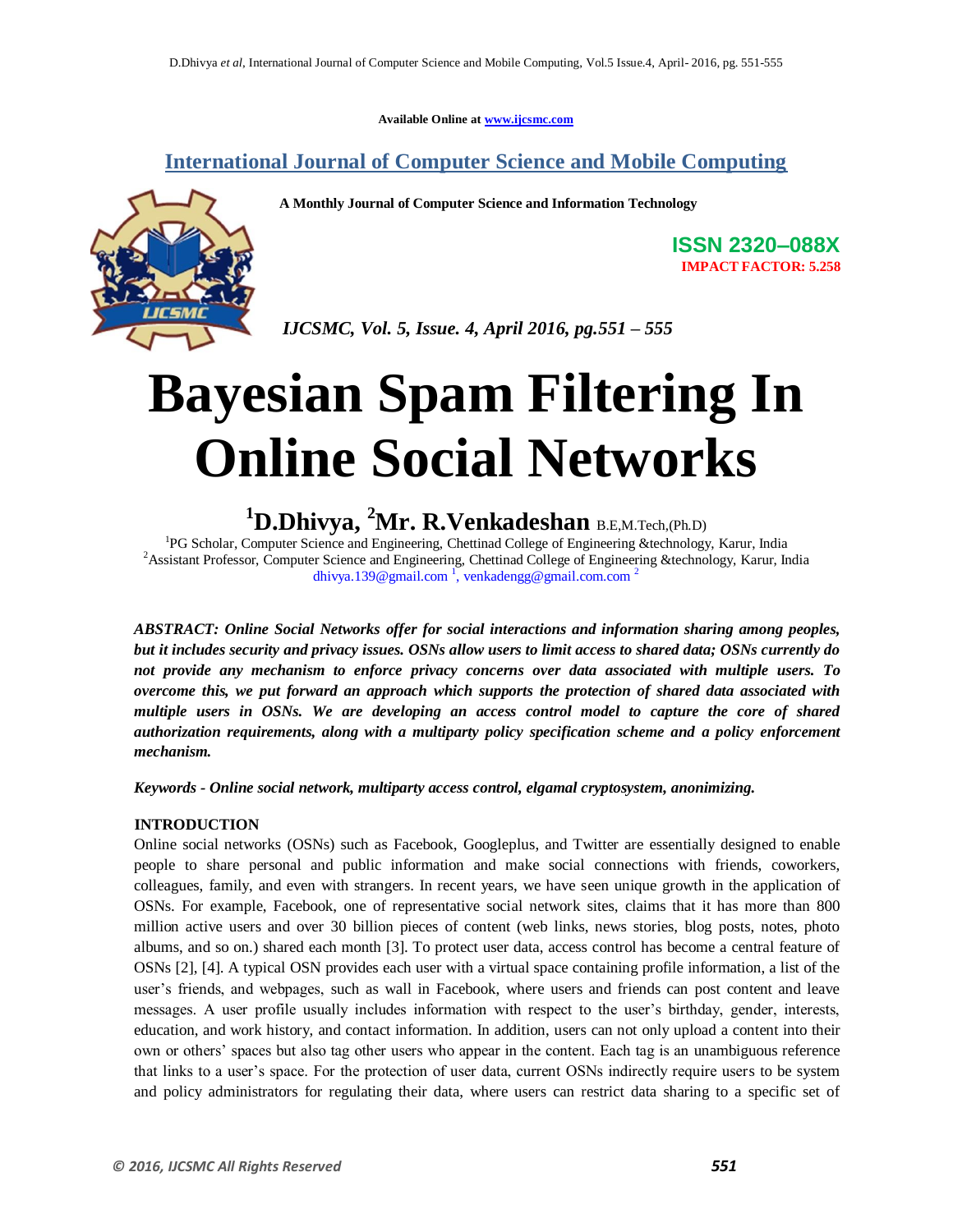Available Online at www.ijcsmc.com

**International Journal of Computer Science and Mobile Computing**

**A Monthly Journal of Computer Science and Information Technology**

**ISSN 2320–088X**

**IMPACT FACTOR: 5.258**

*IJCSMC, Vol. 5, Issue. 4, April 2016, pg.551 – 555*

# Bayesian Spam Filtering In Online Social Networks

**[1]D.Dhivya, [2]Mr. R.Venkadeshan** B.E,M.Tech,(Ph.D)

[1]PG Scholar, Computer Science and Engineering, Chettinad College of Engineering &technology, Karur, India
[2]Assistant Professor, Computer Science and Engineering, Chettinad College of Engineering &technology, Karur, India
dhivya.139@gmail.com [1], venkadengg@gmail.com.com [2]

***ABSTRACT: Online Social Networks offer for social interactions and information sharing among peoples, but it includes security and privacy issues. OSNs allow users to limit access to shared data; OSNs currently do not provide any mechanism to enforce privacy concerns over data associated with multiple users. To overcome this, we put forward an approach which supports the protection of shared data associated with multiple users in OSNs. We are developing an access control model to capture the core of shared authorization requirements, along with a multiparty policy specification scheme and a policy enforcement mechanism.***

***Keywords - Online social network, multiparty access control, elgamal cryptosystem, anonimizing.***

## INTRODUCTION

Online social networks (OSNs) such as Facebook, Googleplus, and Twitter are essentially designed to enable people to share personal and public information and make social connections with friends, coworkers, colleagues, family, and even with strangers. In recent years, we have seen unique growth in the application of OSNs. For example, Facebook, one of representative social network sites, claims that it has more than 800 million active users and over 30 billion pieces of content (web links, news stories, blog posts, notes, photo albums, and so on.) shared each month [3]. To protect user data, access control has become a central feature of OSNs [2], [4]. A typical OSN provides each user with a virtual space containing profile information, a list of the user's friends, and webpages, such as wall in Facebook, where users and friends can post content and leave messages. A user profile usually includes information with respect to the user's birthday, gender, interests, education, and work history, and contact information. In addition, users can not only upload a content into their own or others' spaces but also tag other users who appear in the content. Each tag is an unambiguous reference that links to a user's space. For the protection of user data, current OSNs indirectly require users to be system and policy administrators for regulating their data, where users can restrict data sharing to a specific set of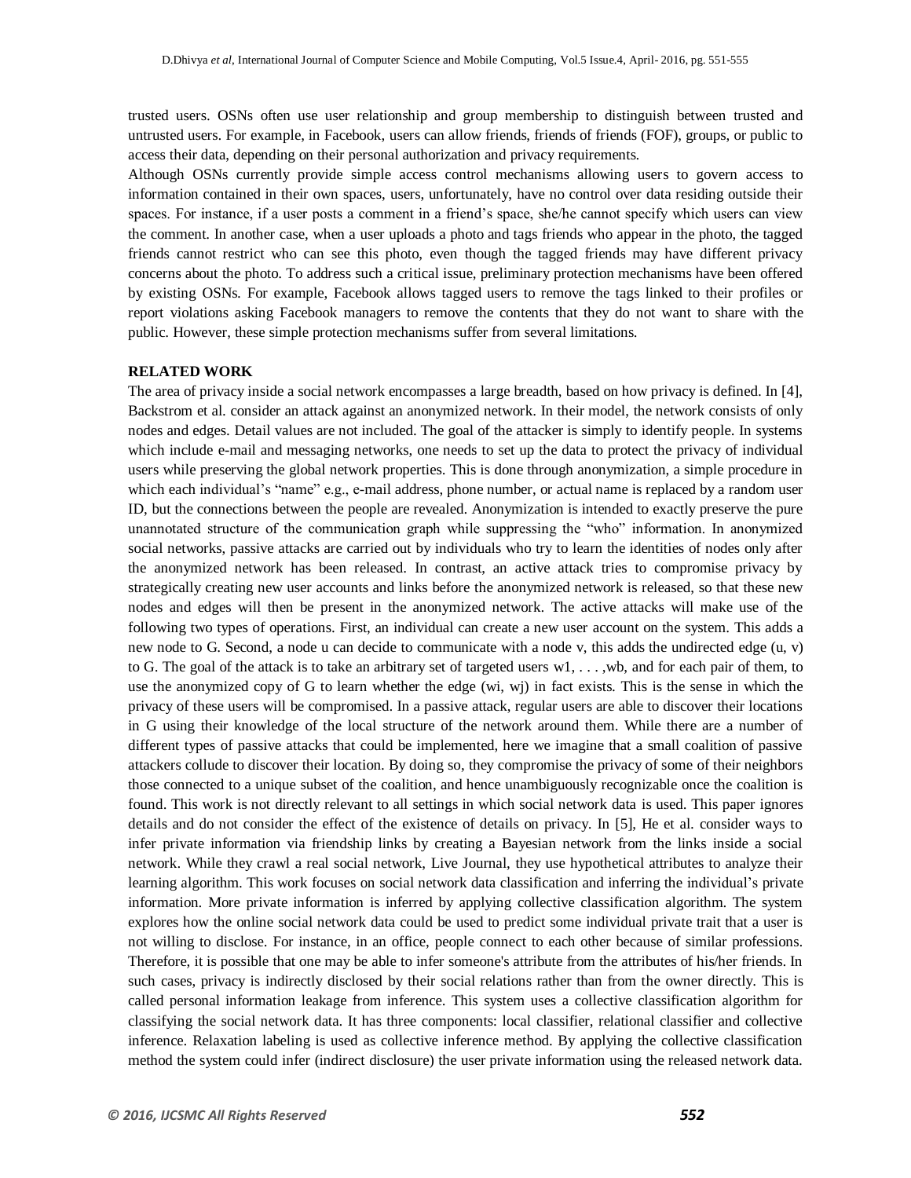trusted users. OSNs often use user relationship and group membership to distinguish between trusted and untrusted users. For example, in Facebook, users can allow friends, friends of friends (FOF), groups, or public to access their data, depending on their personal authorization and privacy requirements.

Although OSNs currently provide simple access control mechanisms allowing users to govern access to information contained in their own spaces, users, unfortunately, have no control over data residing outside their spaces. For instance, if a user posts a comment in a friend's space, she/he cannot specify which users can view the comment. In another case, when a user uploads a photo and tags friends who appear in the photo, the tagged friends cannot restrict who can see this photo, even though the tagged friends may have different privacy concerns about the photo. To address such a critical issue, preliminary protection mechanisms have been offered by existing OSNs. For example, Facebook allows tagged users to remove the tags linked to their profiles or report violations asking Facebook managers to remove the contents that they do not want to share with the public. However, these simple protection mechanisms suffer from several limitations.

**RELATED WORK**

The area of privacy inside a social network encompasses a large breadth, based on how privacy is defined. In [4], Backstrom et al. consider an attack against an anonymized network. In their model, the network consists of only nodes and edges. Detail values are not included. The goal of the attacker is simply to identify people. In systems which include e-mail and messaging networks, one needs to set up the data to protect the privacy of individual users while preserving the global network properties. This is done through anonymization, a simple procedure in which each individual's "name" e.g., e-mail address, phone number, or actual name is replaced by a random user ID, but the connections between the people are revealed. Anonymization is intended to exactly preserve the pure unannotated structure of the communication graph while suppressing the "who" information. In anonymized social networks, passive attacks are carried out by individuals who try to learn the identities of nodes only after the anonymized network has been released. In contrast, an active attack tries to compromise privacy by strategically creating new user accounts and links before the anonymized network is released, so that these new nodes and edges will then be present in the anonymized network. The active attacks will make use of the following two types of operations. First, an individual can create a new user account on the system. This adds a new node to G. Second, a node u can decide to communicate with a node v, this adds the undirected edge (u, v) to G. The goal of the attack is to take an arbitrary set of targeted users $w_1, \ldots, w_b$, and for each pair of them, to use the anonymized copy of G to learn whether the edge ($w_i$, $w_j$) in fact exists. This is the sense in which the privacy of these users will be compromised. In a passive attack, regular users are able to discover their locations in G using their knowledge of the local structure of the network around them. While there are a number of different types of passive attacks that could be implemented, here we imagine that a small coalition of passive attackers collude to discover their location. By doing so, they compromise the privacy of some of their neighbors those connected to a unique subset of the coalition, and hence unambiguously recognizable once the coalition is found. This work is not directly relevant to all settings in which social network data is used. This paper ignores details and do not consider the effect of the existence of details on privacy. In [5], He et al. consider ways to infer private information via friendship links by creating a Bayesian network from the links inside a social network. While they crawl a real social network, Live Journal, they use hypothetical attributes to analyze their learning algorithm. This work focuses on social network data classification and inferring the individual's private information. More private information is inferred by applying collective classification algorithm. The system explores how the online social network data could be used to predict some individual private trait that a user is not willing to disclose. For instance, in an office, people connect to each other because of similar professions. Therefore, it is possible that one may be able to infer someone's attribute from the attributes of his/her friends. In such cases, privacy is indirectly disclosed by their social relations rather than from the owner directly. This is called personal information leakage from inference. This system uses a collective classification algorithm for classifying the social network data. It has three components: local classifier, relational classifier and collective inference. Relaxation labeling is used as collective inference method. By applying the collective classification method the system could infer (indirect disclosure) the user private information using the released network data.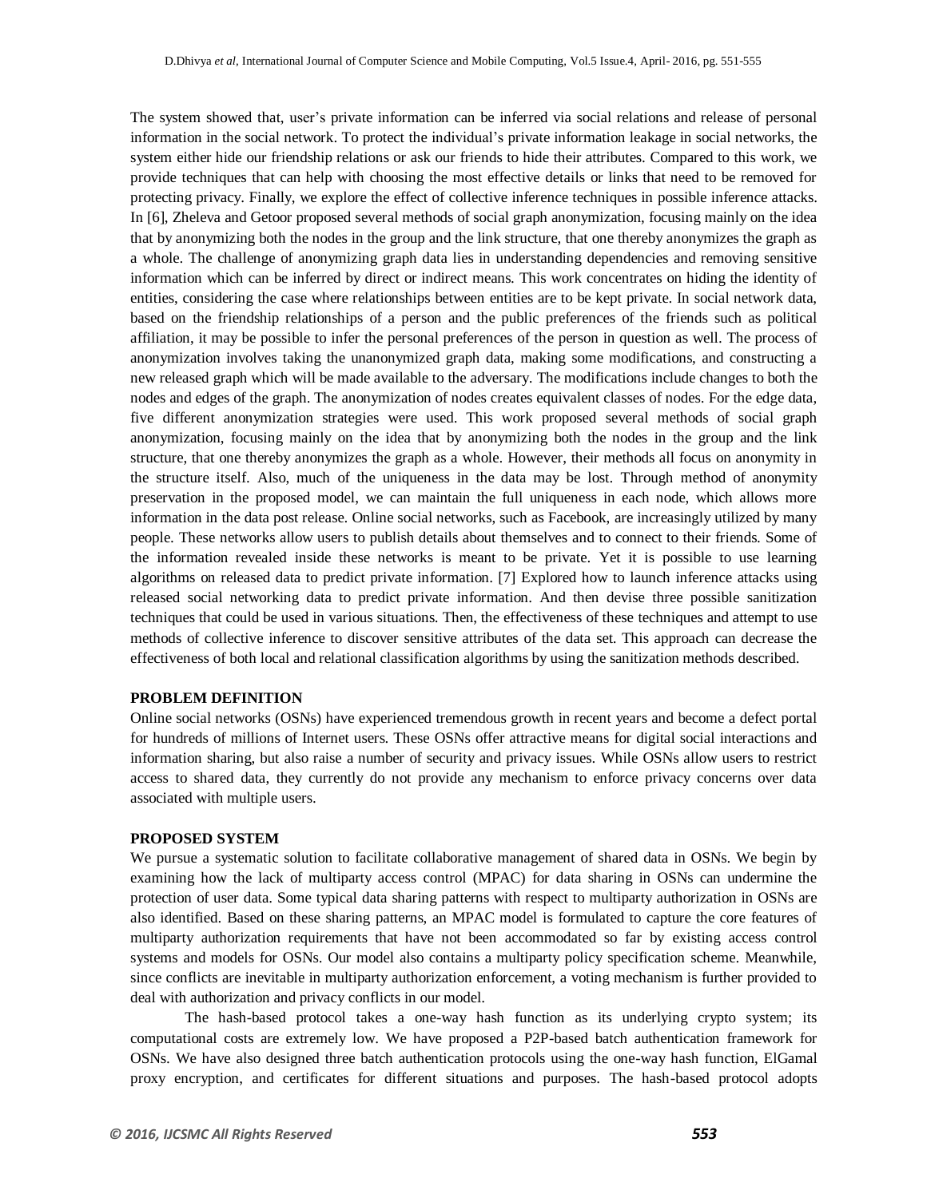The system showed that, user's private information can be inferred via social relations and release of personal information in the social network. To protect the individual's private information leakage in social networks, the system either hide our friendship relations or ask our friends to hide their attributes. Compared to this work, we provide techniques that can help with choosing the most effective details or links that need to be removed for protecting privacy. Finally, we explore the effect of collective inference techniques in possible inference attacks. In [6], Zheleva and Getoor proposed several methods of social graph anonymization, focusing mainly on the idea that by anonymizing both the nodes in the group and the link structure, that one thereby anonymizes the graph as a whole. The challenge of anonymizing graph data lies in understanding dependencies and removing sensitive information which can be inferred by direct or indirect means. This work concentrates on hiding the identity of entities, considering the case where relationships between entities are to be kept private. In social network data, based on the friendship relationships of a person and the public preferences of the friends such as political affiliation, it may be possible to infer the personal preferences of the person in question as well. The process of anonymization involves taking the unanonymized graph data, making some modifications, and constructing a new released graph which will be made available to the adversary. The modifications include changes to both the nodes and edges of the graph. The anonymization of nodes creates equivalent classes of nodes. For the edge data, five different anonymization strategies were used. This work proposed several methods of social graph anonymization, focusing mainly on the idea that by anonymizing both the nodes in the group and the link structure, that one thereby anonymizes the graph as a whole. However, their methods all focus on anonymity in the structure itself. Also, much of the uniqueness in the data may be lost. Through method of anonymity preservation in the proposed model, we can maintain the full uniqueness in each node, which allows more information in the data post release. Online social networks, such as Facebook, are increasingly utilized by many people. These networks allow users to publish details about themselves and to connect to their friends. Some of the information revealed inside these networks is meant to be private. Yet it is possible to use learning algorithms on released data to predict private information. [7] Explored how to launch inference attacks using released social networking data to predict private information. And then devise three possible sanitization techniques that could be used in various situations. Then, the effectiveness of these techniques and attempt to use methods of collective inference to discover sensitive attributes of the data set. This approach can decrease the effectiveness of both local and relational classification algorithms by using the sanitization methods described.

## PROBLEM DEFINITION

Online social networks (OSNs) have experienced tremendous growth in recent years and become a defect portal for hundreds of millions of Internet users. These OSNs offer attractive means for digital social interactions and information sharing, but also raise a number of security and privacy issues. While OSNs allow users to restrict access to shared data, they currently do not provide any mechanism to enforce privacy concerns over data associated with multiple users.

## PROPOSED SYSTEM

We pursue a systematic solution to facilitate collaborative management of shared data in OSNs. We begin by examining how the lack of multiparty access control (MPAC) for data sharing in OSNs can undermine the protection of user data. Some typical data sharing patterns with respect to multiparty authorization in OSNs are also identified. Based on these sharing patterns, an MPAC model is formulated to capture the core features of multiparty authorization requirements that have not been accommodated so far by existing access control systems and models for OSNs. Our model also contains a multiparty policy specification scheme. Meanwhile, since conflicts are inevitable in multiparty authorization enforcement, a voting mechanism is further provided to deal with authorization and privacy conflicts in our model.

The hash-based protocol takes a one-way hash function as its underlying crypto system; its computational costs are extremely low. We have proposed a P2P-based batch authentication framework for OSNs. We have also designed three batch authentication protocols using the one-way hash function, ElGamal proxy encryption, and certificates for different situations and purposes. The hash-based protocol adopts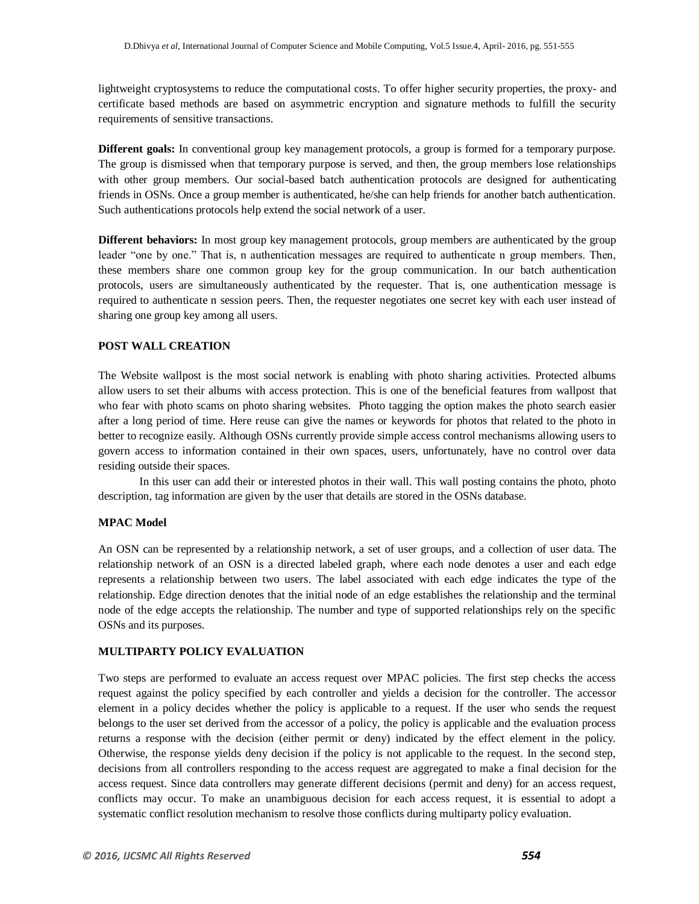lightweight cryptosystems to reduce the computational costs. To offer higher security properties, the proxy- and certificate based methods are based on asymmetric encryption and signature methods to fulfill the security requirements of sensitive transactions.

**Different goals:** In conventional group key management protocols, a group is formed for a temporary purpose. The group is dismissed when that temporary purpose is served, and then, the group members lose relationships with other group members. Our social-based batch authentication protocols are designed for authenticating friends in OSNs. Once a group member is authenticated, he/she can help friends for another batch authentication. Such authentications protocols help extend the social network of a user.

**Different behaviors:** In most group key management protocols, group members are authenticated by the group leader "one by one." That is, n authentication messages are required to authenticate n group members. Then, these members share one common group key for the group communication. In our batch authentication protocols, users are simultaneously authenticated by the requester. That is, one authentication message is required to authenticate n session peers. Then, the requester negotiates one secret key with each user instead of sharing one group key among all users.

## POST WALL CREATION

The Website wallpost is the most social network is enabling with photo sharing activities. Protected albums allow users to set their albums with access protection. This is one of the beneficial features from wallpost that who fear with photo scams on photo sharing websites. Photo tagging the option makes the photo search easier after a long period of time. Here reuse can give the names or keywords for photos that related to the photo in better to recognize easily. Although OSNs currently provide simple access control mechanisms allowing users to govern access to information contained in their own spaces, users, unfortunately, have no control over data residing outside their spaces.

In this user can add their or interested photos in their wall. This wall posting contains the photo, photo description, tag information are given by the user that details are stored in the OSNs database.

## MPAC Model

An OSN can be represented by a relationship network, a set of user groups, and a collection of user data. The relationship network of an OSN is a directed labeled graph, where each node denotes a user and each edge represents a relationship between two users. The label associated with each edge indicates the type of the relationship. Edge direction denotes that the initial node of an edge establishes the relationship and the terminal node of the edge accepts the relationship. The number and type of supported relationships rely on the specific OSNs and its purposes.

## MULTIPARTY POLICY EVALUATION

Two steps are performed to evaluate an access request over MPAC policies. The first step checks the access request against the policy specified by each controller and yields a decision for the controller. The accessor element in a policy decides whether the policy is applicable to a request. If the user who sends the request belongs to the user set derived from the accessor of a policy, the policy is applicable and the evaluation process returns a response with the decision (either permit or deny) indicated by the effect element in the policy. Otherwise, the response yields deny decision if the policy is not applicable to the request. In the second step, decisions from all controllers responding to the access request are aggregated to make a final decision for the access request. Since data controllers may generate different decisions (permit and deny) for an access request, conflicts may occur. To make an unambiguous decision for each access request, it is essential to adopt a systematic conflict resolution mechanism to resolve those conflicts during multiparty policy evaluation.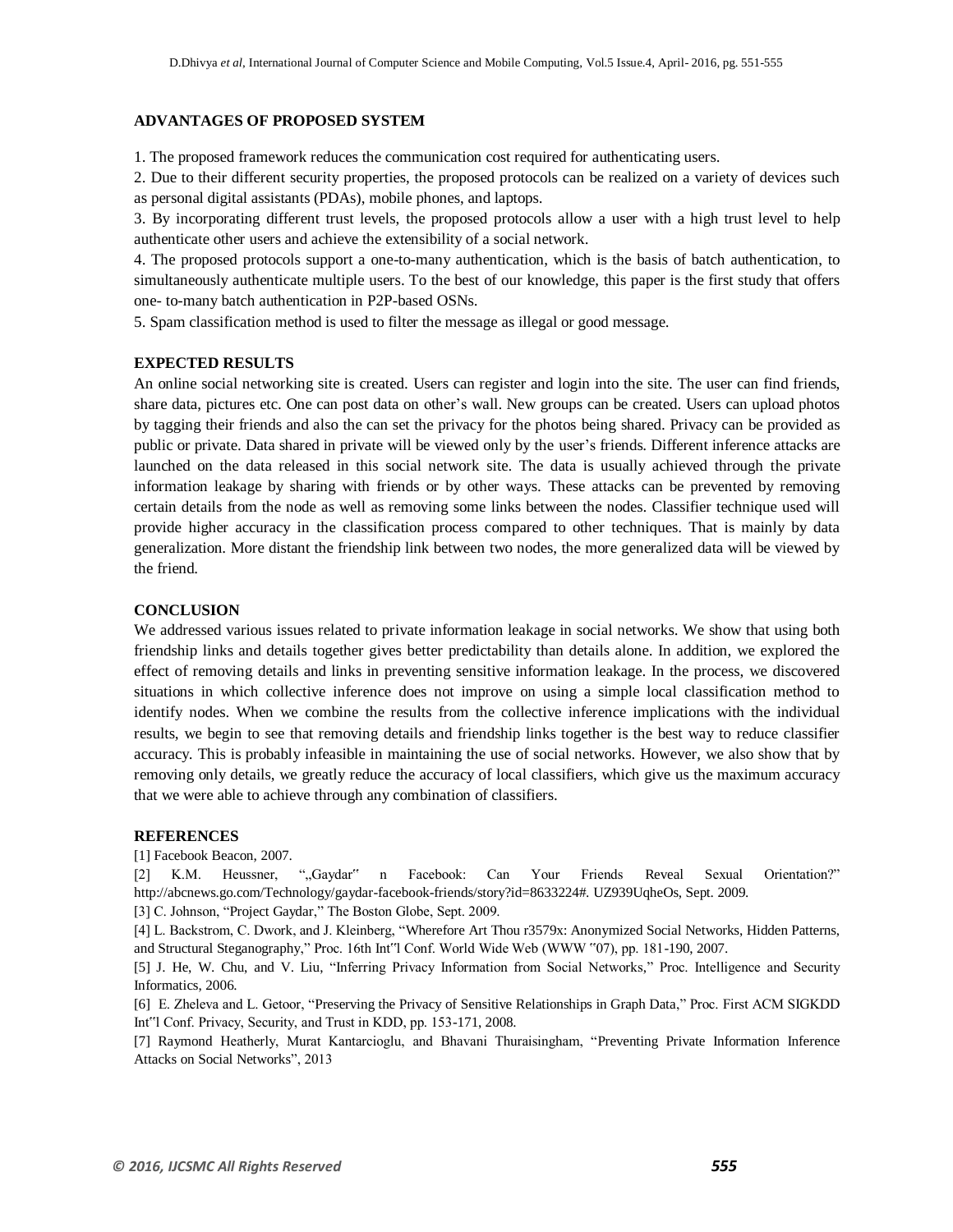## ADVANTAGES OF PROPOSED SYSTEM

1. The proposed framework reduces the communication cost required for authenticating users.
2. Due to their different security properties, the proposed protocols can be realized on a variety of devices such as personal digital assistants (PDAs), mobile phones, and laptops.
3. By incorporating different trust levels, the proposed protocols allow a user with a high trust level to help authenticate other users and achieve the extensibility of a social network.
4. The proposed protocols support a one-to-many authentication, which is the basis of batch authentication, to simultaneously authenticate multiple users. To the best of our knowledge, this paper is the first study that offers one- to-many batch authentication in P2P-based OSNs.
5. Spam classification method is used to filter the message as illegal or good message.

## EXPECTED RESULTS

An online social networking site is created. Users can register and login into the site. The user can find friends, share data, pictures etc. One can post data on other's wall. New groups can be created. Users can upload photos by tagging their friends and also the can set the privacy for the photos being shared. Privacy can be provided as public or private. Data shared in private will be viewed only by the user's friends. Different inference attacks are launched on the data released in this social network site. The data is usually achieved through the private information leakage by sharing with friends or by other ways. These attacks can be prevented by removing certain details from the node as well as removing some links between the nodes. Classifier technique used will provide higher accuracy in the classification process compared to other techniques. That is mainly by data generalization. More distant the friendship link between two nodes, the more generalized data will be viewed by the friend.

## CONCLUSION

We addressed various issues related to private information leakage in social networks. We show that using both friendship links and details together gives better predictability than details alone. In addition, we explored the effect of removing details and links in preventing sensitive information leakage. In the process, we discovered situations in which collective inference does not improve on using a simple local classification method to identify nodes. When we combine the results from the collective inference implications with the individual results, we begin to see that removing details and friendship links together is the best way to reduce classifier accuracy. This is probably infeasible in maintaining the use of social networks. However, we also show that by removing only details, we greatly reduce the accuracy of local classifiers, which give us the maximum accuracy that we were able to achieve through any combination of classifiers.

## REFERENCES

[1] Facebook Beacon, 2007.

[2] K.M. Heussner, "„Gaydar" n Facebook: Can Your Friends Reveal Sexual Orientation?" http://abcnews.go.com/Technology/gaydar-facebook-friends/story?id=8633224#. UZ939UqheOs, Sept. 2009.

[3] C. Johnson, "Project Gaydar," The Boston Globe, Sept. 2009.

[4] L. Backstrom, C. Dwork, and J. Kleinberg, "Wherefore Art Thou r3579x: Anonymized Social Networks, Hidden Patterns, and Structural Steganography," Proc. 16th Int"l Conf. World Wide Web (WWW "07), pp. 181-190, 2007.

[5] J. He, W. Chu, and V. Liu, "Inferring Privacy Information from Social Networks," Proc. Intelligence and Security Informatics, 2006.

[6] E. Zheleva and L. Getoor, "Preserving the Privacy of Sensitive Relationships in Graph Data," Proc. First ACM SIGKDD Int"l Conf. Privacy, Security, and Trust in KDD, pp. 153-171, 2008.

[7] Raymond Heatherly, Murat Kantarcioglu, and Bhavani Thuraisingham, "Preventing Private Information Inference Attacks on Social Networks", 2013